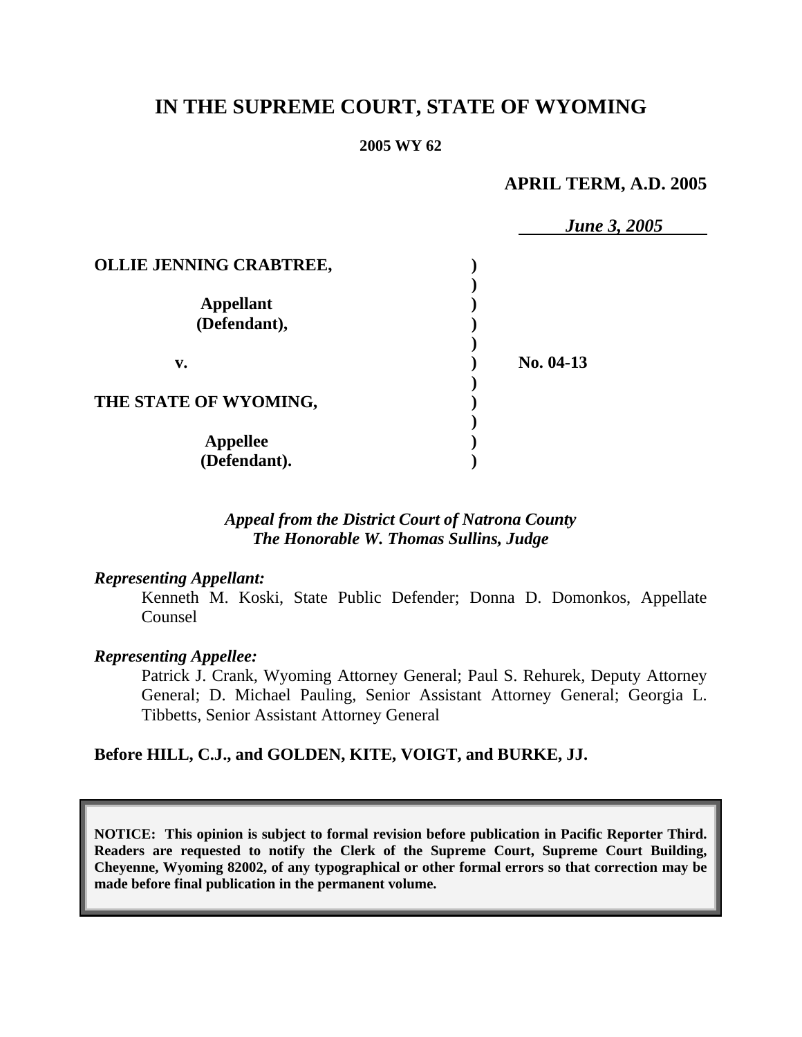# IN THE SUPREME COURT, STATE OF WYOMING

**2005 WY 62**

**APRIL TERM, A.D. 2005**

***June 3, 2005***

**OLLIE JENNING CRABTREE,**

**Appellant (Defendant),**

**v.**

**THE STATE OF WYOMING,**

**Appellee (Defendant).**

**No. 04-13**

*Appeal from the District Court of Natrona County*
*The Honorable W. Thomas Sullins, Judge*

***Representing Appellant:***

Kenneth M. Koski, State Public Defender; Donna D. Domonkos, Appellate Counsel

***Representing Appellee:***

Patrick J. Crank, Wyoming Attorney General; Paul S. Rehurek, Deputy Attorney General; D. Michael Pauling, Senior Assistant Attorney General; Georgia L. Tibbetts, Senior Assistant Attorney General

**Before HILL, C.J., and GOLDEN, KITE, VOIGT, and BURKE, JJ.**

**NOTICE: This opinion is subject to formal revision before publication in Pacific Reporter Third. Readers are requested to notify the Clerk of the Supreme Court, Supreme Court Building, Cheyenne, Wyoming 82002, of any typographical or other formal errors so that correction may be made before final publication in the permanent volume.**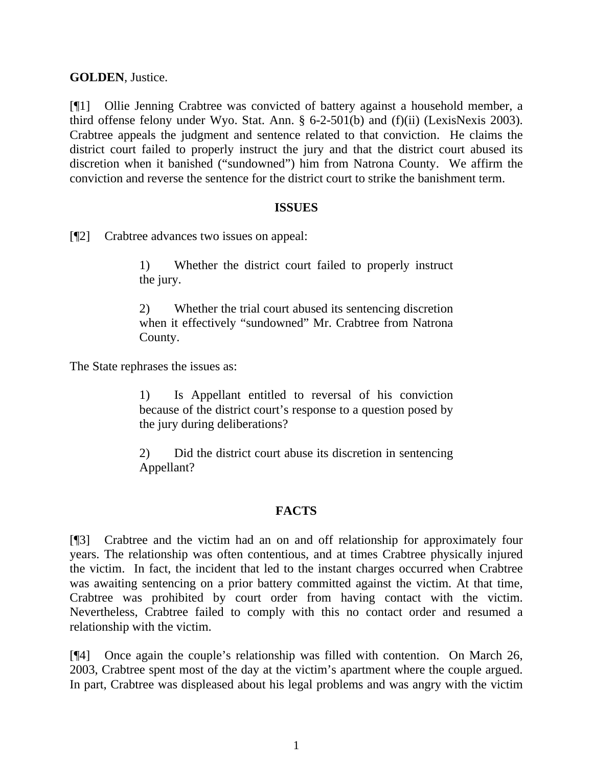**GOLDEN**, Justice.

[¶1] Ollie Jenning Crabtree was convicted of battery against a household member, a third offense felony under Wyo. Stat. Ann. § 6-2-501(b) and (f)(ii) (LexisNexis 2003). Crabtree appeals the judgment and sentence related to that conviction. He claims the district court failed to properly instruct the jury and that the district court abused its discretion when it banished ("sundowned") him from Natrona County. We affirm the conviction and reverse the sentence for the district court to strike the banishment term.

## ISSUES

[¶2] Crabtree advances two issues on appeal:

> 1) Whether the district court failed to properly instruct the jury.
>
> 2) Whether the trial court abused its sentencing discretion when it effectively "sundowned" Mr. Crabtree from Natrona County.

The State rephrases the issues as:

> 1) Is Appellant entitled to reversal of his conviction because of the district court's response to a question posed by the jury during deliberations?
>
> 2) Did the district court abuse its discretion in sentencing Appellant?

## FACTS

[¶3] Crabtree and the victim had an on and off relationship for approximately four years. The relationship was often contentious, and at times Crabtree physically injured the victim. In fact, the incident that led to the instant charges occurred when Crabtree was awaiting sentencing on a prior battery committed against the victim. At that time, Crabtree was prohibited by court order from having contact with the victim. Nevertheless, Crabtree failed to comply with this no contact order and resumed a relationship with the victim.

[¶4] Once again the couple's relationship was filled with contention. On March 26, 2003, Crabtree spent most of the day at the victim's apartment where the couple argued. In part, Crabtree was displeased about his legal problems and was angry with the victim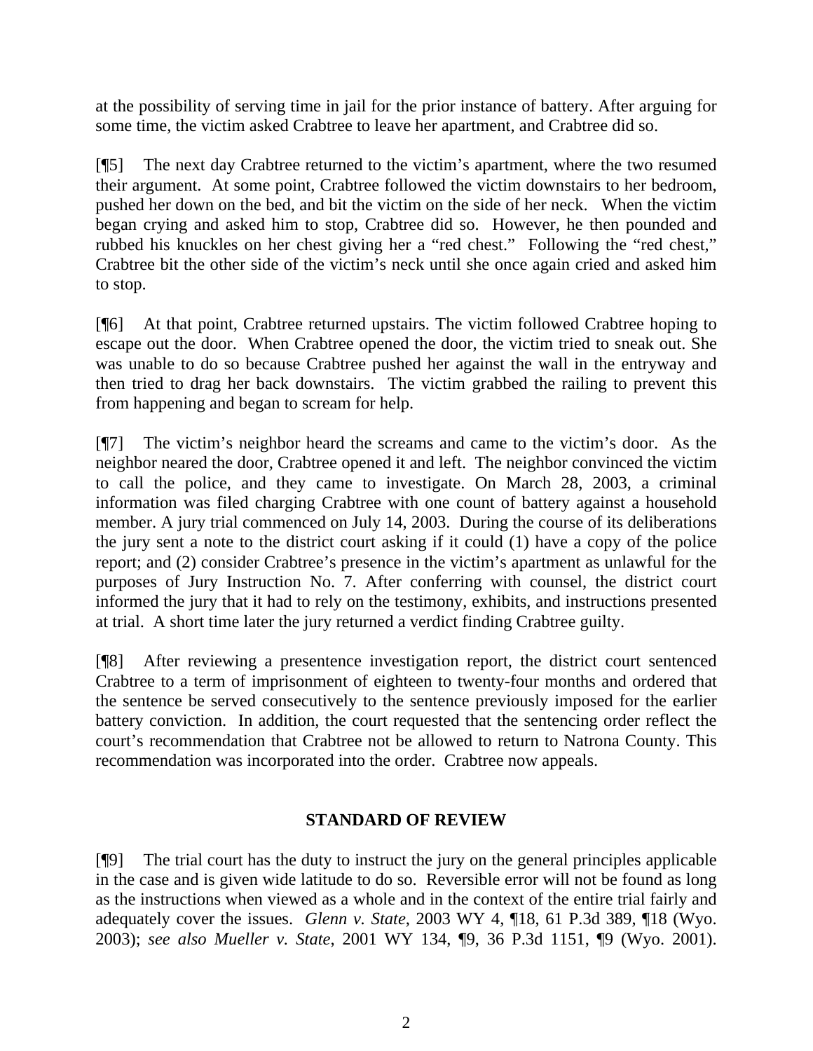at the possibility of serving time in jail for the prior instance of battery. After arguing for some time, the victim asked Crabtree to leave her apartment, and Crabtree did so.

[¶5] The next day Crabtree returned to the victim's apartment, where the two resumed their argument. At some point, Crabtree followed the victim downstairs to her bedroom, pushed her down on the bed, and bit the victim on the side of her neck. When the victim began crying and asked him to stop, Crabtree did so. However, he then pounded and rubbed his knuckles on her chest giving her a "red chest." Following the "red chest," Crabtree bit the other side of the victim's neck until she once again cried and asked him to stop.

[¶6] At that point, Crabtree returned upstairs. The victim followed Crabtree hoping to escape out the door. When Crabtree opened the door, the victim tried to sneak out. She was unable to do so because Crabtree pushed her against the wall in the entryway and then tried to drag her back downstairs. The victim grabbed the railing to prevent this from happening and began to scream for help.

[¶7] The victim's neighbor heard the screams and came to the victim's door. As the neighbor neared the door, Crabtree opened it and left. The neighbor convinced the victim to call the police, and they came to investigate. On March 28, 2003, a criminal information was filed charging Crabtree with one count of battery against a household member. A jury trial commenced on July 14, 2003. During the course of its deliberations the jury sent a note to the district court asking if it could (1) have a copy of the police report; and (2) consider Crabtree's presence in the victim's apartment as unlawful for the purposes of Jury Instruction No. 7. After conferring with counsel, the district court informed the jury that it had to rely on the testimony, exhibits, and instructions presented at trial. A short time later the jury returned a verdict finding Crabtree guilty.

[¶8] After reviewing a presentence investigation report, the district court sentenced Crabtree to a term of imprisonment of eighteen to twenty-four months and ordered that the sentence be served consecutively to the sentence previously imposed for the earlier battery conviction. In addition, the court requested that the sentencing order reflect the court's recommendation that Crabtree not be allowed to return to Natrona County. This recommendation was incorporated into the order. Crabtree now appeals.

## STANDARD OF REVIEW

[¶9] The trial court has the duty to instruct the jury on the general principles applicable in the case and is given wide latitude to do so. Reversible error will not be found as long as the instructions when viewed as a whole and in the context of the entire trial fairly and adequately cover the issues. *Glenn v. State*, 2003 WY 4, ¶18, 61 P.3d 389, ¶18 (Wyo. 2003); *see also Mueller v. State*, 2001 WY 134, ¶9, 36 P.3d 1151, ¶9 (Wyo. 2001).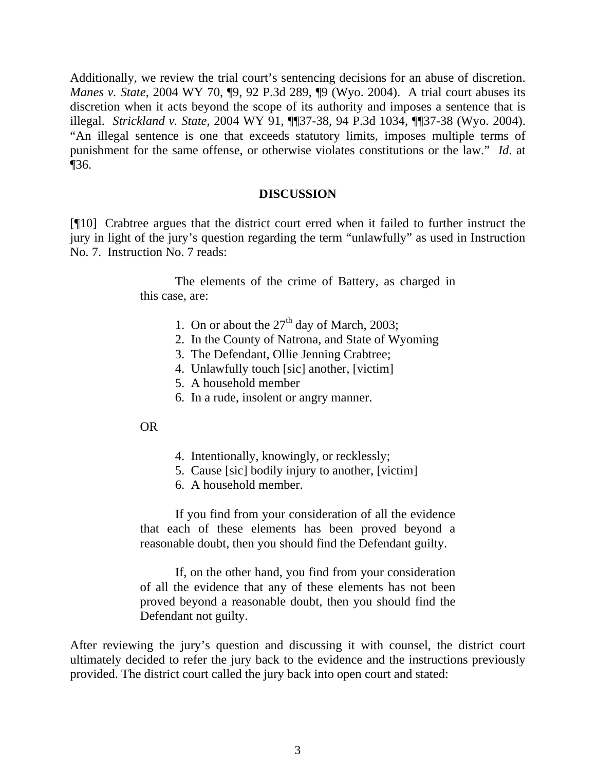Additionally, we review the trial court's sentencing decisions for an abuse of discretion. *Manes v. State*, 2004 WY 70, ¶9, 92 P.3d 289, ¶9 (Wyo. 2004). A trial court abuses its discretion when it acts beyond the scope of its authority and imposes a sentence that is illegal. *Strickland v. State*, 2004 WY 91, ¶¶37-38, 94 P.3d 1034, ¶¶37-38 (Wyo. 2004). "An illegal sentence is one that exceeds statutory limits, imposes multiple terms of punishment for the same offense, or otherwise violates constitutions or the law." *Id*. at ¶36.

**DISCUSSION**

[¶10] Crabtree argues that the district court erred when it failed to further instruct the jury in light of the jury's question regarding the term "unlawfully" as used in Instruction No. 7. Instruction No. 7 reads:

> The elements of the crime of Battery, as charged in this case, are:
>
> 1. On or about the 27th day of March, 2003;
> 2. In the County of Natrona, and State of Wyoming
> 3. The Defendant, Ollie Jenning Crabtree;
> 4. Unlawfully touch [sic] another, [victim]
> 5. A household member
> 6. In a rude, insolent or angry manner.
>
> OR
>
> 4. Intentionally, knowingly, or recklessly;
> 5. Cause [sic] bodily injury to another, [victim]
> 6. A household member.
>
> If you find from your consideration of all the evidence that each of these elements has been proved beyond a reasonable doubt, then you should find the Defendant guilty.
>
> If, on the other hand, you find from your consideration of all the evidence that any of these elements has not been proved beyond a reasonable doubt, then you should find the Defendant not guilty.

After reviewing the jury's question and discussing it with counsel, the district court ultimately decided to refer the jury back to the evidence and the instructions previously provided. The district court called the jury back into open court and stated: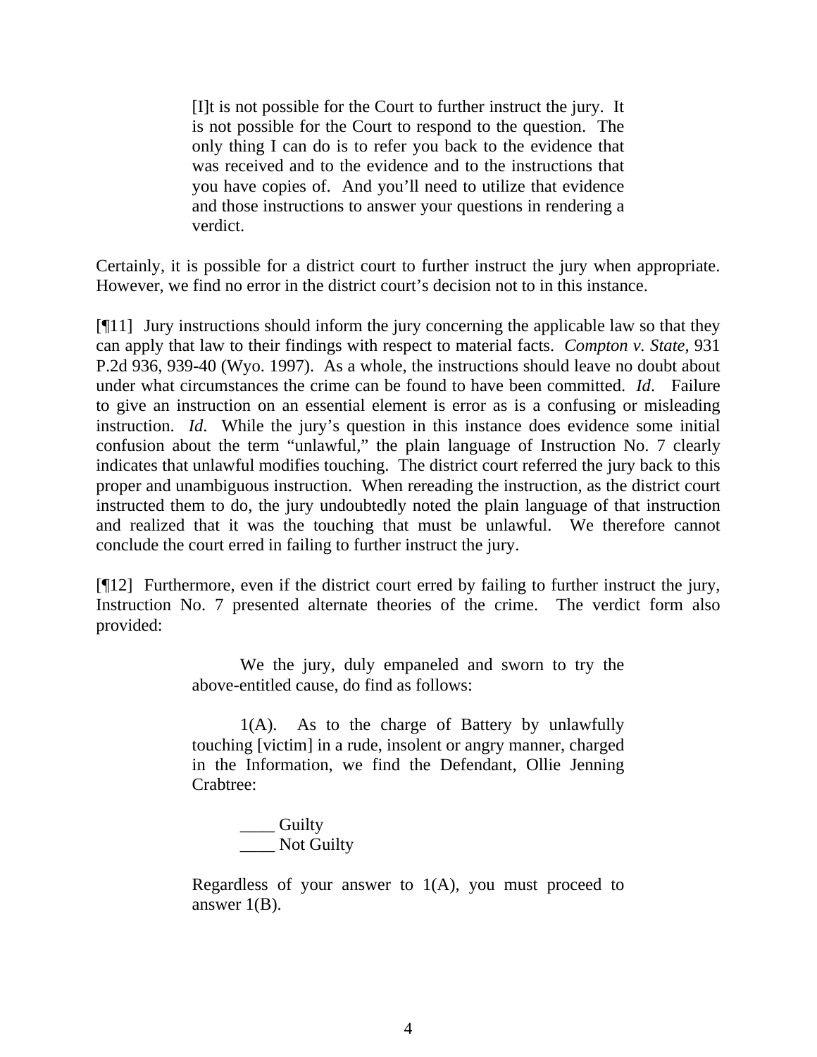> [I]t is not possible for the Court to further instruct the jury. It is not possible for the Court to respond to the question. The only thing I can do is to refer you back to the evidence that was received and to the evidence and to the instructions that you have copies of. And you'll need to utilize that evidence and those instructions to answer your questions in rendering a verdict.

Certainly, it is possible for a district court to further instruct the jury when appropriate. However, we find no error in the district court's decision not to in this instance.

[¶11] Jury instructions should inform the jury concerning the applicable law so that they can apply that law to their findings with respect to material facts. *Compton v. State*, 931 P.2d 936, 939-40 (Wyo. 1997). As a whole, the instructions should leave no doubt about under what circumstances the crime can be found to have been committed. *Id*. Failure to give an instruction on an essential element is error as is a confusing or misleading instruction. *Id*. While the jury's question in this instance does evidence some initial confusion about the term "unlawful," the plain language of Instruction No. 7 clearly indicates that unlawful modifies touching. The district court referred the jury back to this proper and unambiguous instruction. When rereading the instruction, as the district court instructed them to do, the jury undoubtedly noted the plain language of that instruction and realized that it was the touching that must be unlawful. We therefore cannot conclude the court erred in failing to further instruct the jury.

[¶12] Furthermore, even if the district court erred by failing to further instruct the jury, Instruction No. 7 presented alternate theories of the crime. The verdict form also provided:

> We the jury, duly empaneled and sworn to try the above-entitled cause, do find as follows:
>
> 1(A). As to the charge of Battery by unlawfully touching [victim] in a rude, insolent or angry manner, charged in the Information, we find the Defendant, Ollie Jenning Crabtree:
>
> ____ Guilty
> ____ Not Guilty
>
> Regardless of your answer to 1(A), you must proceed to answer 1(B).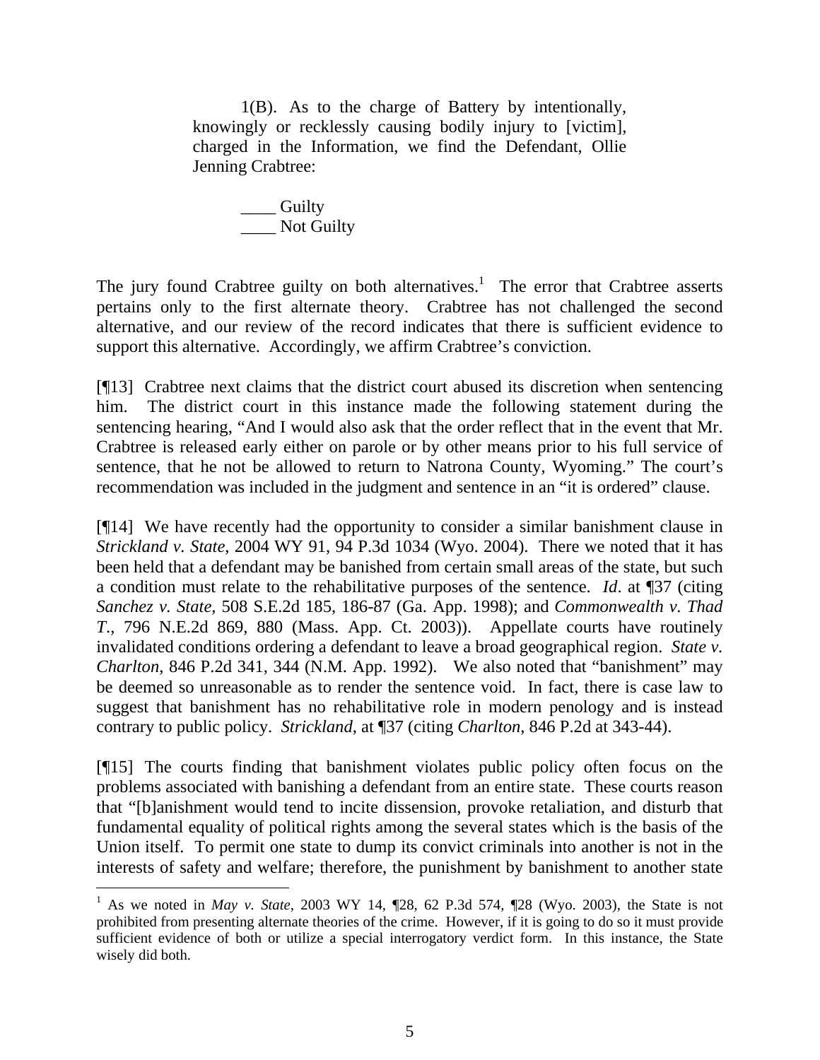> 1(B). As to the charge of Battery by intentionally, knowingly or recklessly causing bodily injury to [victim], charged in the Information, we find the Defendant, Ollie Jenning Crabtree:
>
> ____ Guilty
> ____ Not Guilty

The jury found Crabtree guilty on both alternatives.[1] The error that Crabtree asserts pertains only to the first alternate theory. Crabtree has not challenged the second alternative, and our review of the record indicates that there is sufficient evidence to support this alternative. Accordingly, we affirm Crabtree's conviction.

[¶13] Crabtree next claims that the district court abused its discretion when sentencing him. The district court in this instance made the following statement during the sentencing hearing, "And I would also ask that the order reflect that in the event that Mr. Crabtree is released early either on parole or by other means prior to his full service of sentence, that he not be allowed to return to Natrona County, Wyoming." The court's recommendation was included in the judgment and sentence in an "it is ordered" clause.

[¶14] We have recently had the opportunity to consider a similar banishment clause in *Strickland v. State*, 2004 WY 91, 94 P.3d 1034 (Wyo. 2004). There we noted that it has been held that a defendant may be banished from certain small areas of the state, but such a condition must relate to the rehabilitative purposes of the sentence. *Id*. at ¶37 (citing *Sanchez v. State*, 508 S.E.2d 185, 186-87 (Ga. App. 1998); and *Commonwealth v. Thad T*., 796 N.E.2d 869, 880 (Mass. App. Ct. 2003)). Appellate courts have routinely invalidated conditions ordering a defendant to leave a broad geographical region. *State v. Charlton*, 846 P.2d 341, 344 (N.M. App. 1992). We also noted that "banishment" may be deemed so unreasonable as to render the sentence void. In fact, there is case law to suggest that banishment has no rehabilitative role in modern penology and is instead contrary to public policy. *Strickland*, at ¶37 (citing *Charlton*, 846 P.2d at 343-44).

[¶15] The courts finding that banishment violates public policy often focus on the problems associated with banishing a defendant from an entire state. These courts reason that "[b]anishment would tend to incite dissension, provoke retaliation, and disturb that fundamental equality of political rights among the several states which is the basis of the Union itself. To permit one state to dump its convict criminals into another is not in the interests of safety and welfare; therefore, the punishment by banishment to another state

---

[1] As we noted in *May v. State*, 2003 WY 14, ¶28, 62 P.3d 574, ¶28 (Wyo. 2003), the State is not prohibited from presenting alternate theories of the crime. However, if it is going to do so it must provide sufficient evidence of both or utilize a special interrogatory verdict form. In this instance, the State wisely did both.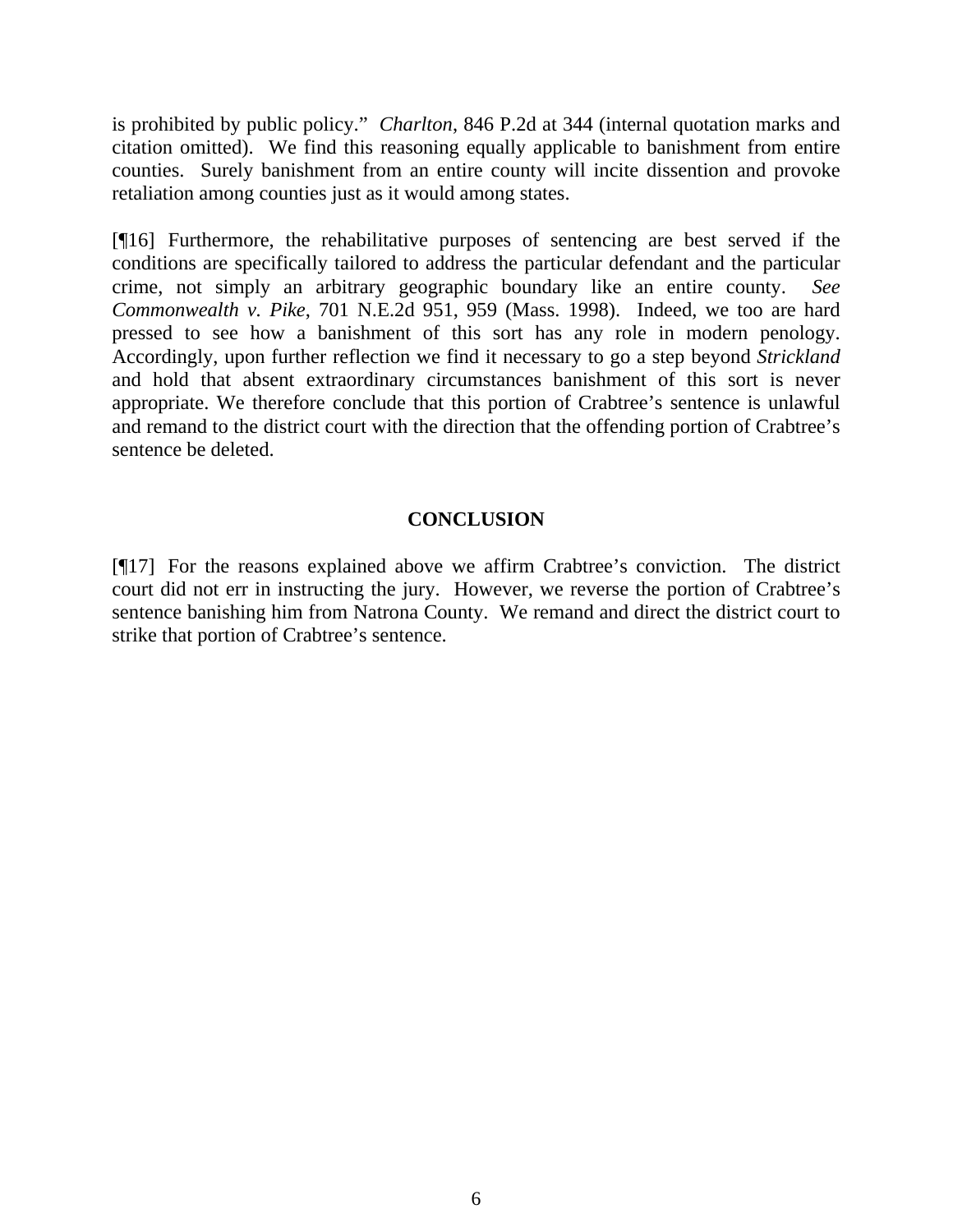is prohibited by public policy." *Charlton*, 846 P.2d at 344 (internal quotation marks and citation omitted). We find this reasoning equally applicable to banishment from entire counties. Surely banishment from an entire county will incite dissention and provoke retaliation among counties just as it would among states.

[¶16] Furthermore, the rehabilitative purposes of sentencing are best served if the conditions are specifically tailored to address the particular defendant and the particular crime, not simply an arbitrary geographic boundary like an entire county. *See Commonwealth v. Pike*, 701 N.E.2d 951, 959 (Mass. 1998). Indeed, we too are hard pressed to see how a banishment of this sort has any role in modern penology. Accordingly, upon further reflection we find it necessary to go a step beyond *Strickland* and hold that absent extraordinary circumstances banishment of this sort is never appropriate. We therefore conclude that this portion of Crabtree's sentence is unlawful and remand to the district court with the direction that the offending portion of Crabtree's sentence be deleted.

## CONCLUSION

[¶17] For the reasons explained above we affirm Crabtree's conviction. The district court did not err in instructing the jury. However, we reverse the portion of Crabtree's sentence banishing him from Natrona County. We remand and direct the district court to strike that portion of Crabtree's sentence.